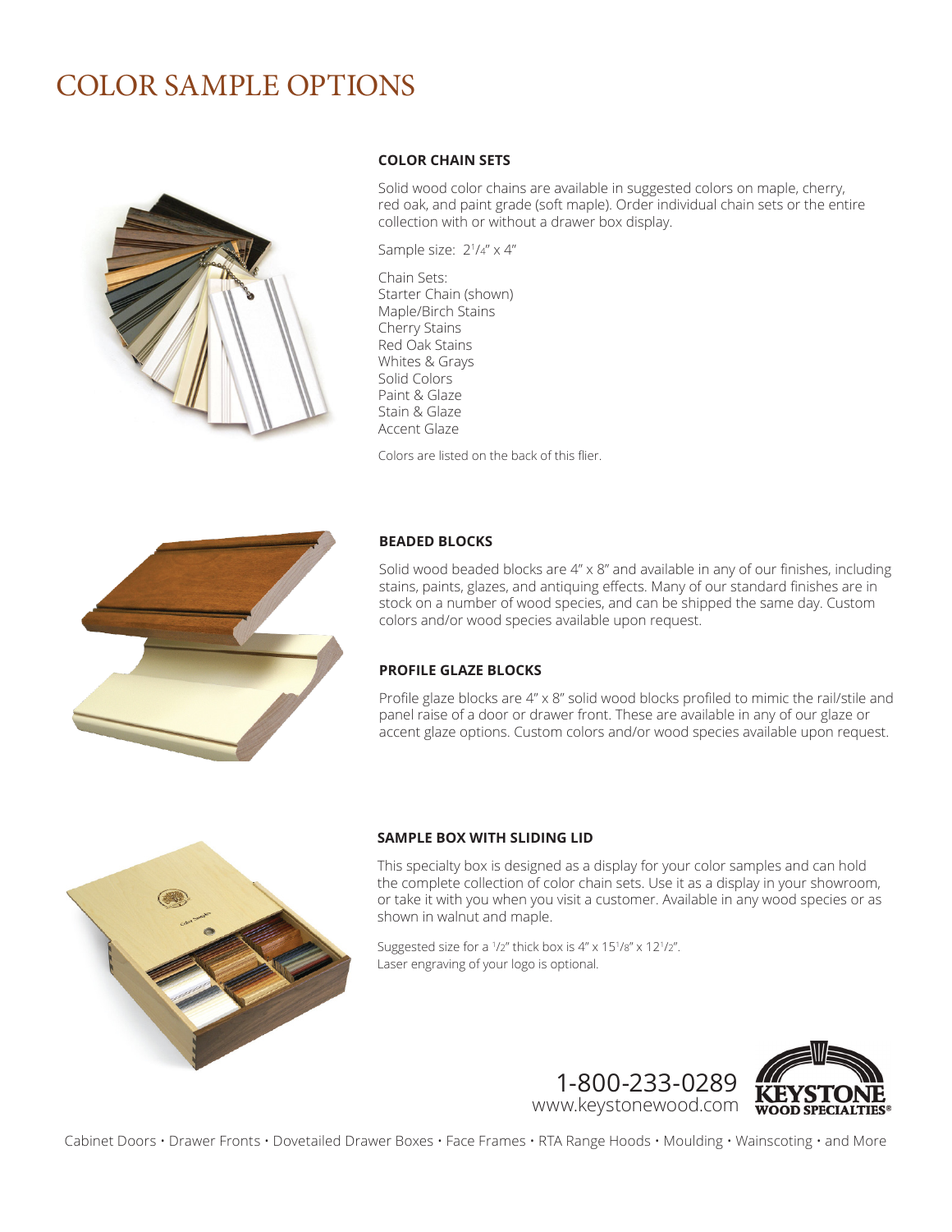# COLOR SAMPLE OPTIONS

## COLOR CHAIN SETS

Solid wood color chains are available in suggested colors on maple, cherry, red oak, and paint grade (soft maple). Order individual chain sets or the entire collection with or without a drawer box display.

Sample size: 2 1/4" x 4"

Chain Sets:
Starter Chain (shown)
Maple/Birch Stains
Cherry Stains
Red Oak Stains
Whites & Grays
Solid Colors
Paint & Glaze
Stain & Glaze
Accent Glaze

Colors are listed on the back of this flier.

## BEADED BLOCKS

Solid wood beaded blocks are 4" x 8" and available in any of our finishes, including stains, paints, glazes, and antiquing effects. Many of our standard finishes are in stock on a number of wood species, and can be shipped the same day. Custom colors and/or wood species available upon request.

## PROFILE GLAZE BLOCKS

Profile glaze blocks are 4" x 8" solid wood blocks profiled to mimic the rail/stile and panel raise of a door or drawer front. These are available in any of our glaze or accent glaze options. Custom colors and/or wood species available upon request.

## SAMPLE BOX WITH SLIDING LID

This specialty box is designed as a display for your color samples and can hold the complete collection of color chain sets. Use it as a display in your showroom, or take it with you when you visit a customer. Available in any wood species or as shown in walnut and maple.

Suggested size for a 1/2" thick box is 4" x 15 1/8" x 12 1/2".
Laser engraving of your logo is optional.

1-800-233-0289
www.keystonewood.com

KEYSTONE WOOD SPECIALTIES®

Cabinet Doors • Drawer Fronts • Dovetailed Drawer Boxes • Face Frames • RTA Range Hoods • Moulding • Wainscoting • and More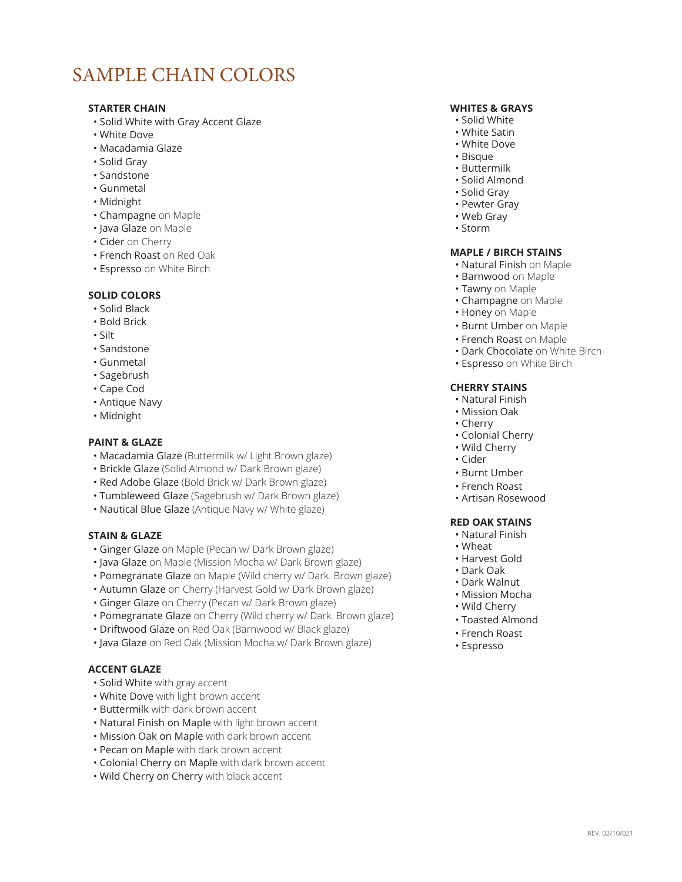# SAMPLE CHAIN COLORS

### STARTER CHAIN

- Solid White with Gray Accent Glaze
- White Dove
- Macadamia Glaze
- Solid Gray
- Sandstone
- Gunmetal
- Midnight
- Champagne on Maple
- Java Glaze on Maple
- Cider on Cherry
- French Roast on Red Oak
- Espresso on White Birch

### SOLID COLORS

- Solid Black
- Bold Brick
- Silt
- Sandstone
- Gunmetal
- Sagebrush
- Cape Cod
- Antique Navy
- Midnight

### PAINT & GLAZE

- Macadamia Glaze (Buttermilk w/ Light Brown glaze)
- Brickle Glaze (Solid Almond w/ Dark Brown glaze)
- Red Adobe Glaze (Bold Brick w/ Dark Brown glaze)
- Tumbleweed Glaze (Sagebrush w/ Dark Brown glaze)
- Nautical Blue Glaze (Antique Navy w/ White glaze)

### STAIN & GLAZE

- Ginger Glaze on Maple (Pecan w/ Dark Brown glaze)
- Java Glaze on Maple (Mission Mocha w/ Dark Brown glaze)
- Pomegranate Glaze on Maple (Wild cherry w/ Dark. Brown glaze)
- Autumn Glaze on Cherry (Harvest Gold w/ Dark Brown glaze)
- Ginger Glaze on Cherry (Pecan w/ Dark Brown glaze)
- Pomegranate Glaze on Cherry (Wild cherry w/ Dark. Brown glaze)
- Driftwood Glaze on Red Oak (Barnwood w/ Black glaze)
- Java Glaze on Red Oak (Mission Mocha w/ Dark Brown glaze)

### ACCENT GLAZE

- Solid White with gray accent
- White Dove with light brown accent
- Buttermilk with dark brown accent
- Natural Finish on Maple with light brown accent
- Mission Oak on Maple with dark brown accent
- Pecan on Maple with dark brown accent
- Colonial Cherry on Maple with dark brown accent
- Wild Cherry on Cherry with black accent

### WHITES & GRAYS

- Solid White
- White Satin
- White Dove
- Bisque
- Buttermilk
- Solid Almond
- Solid Gray
- Pewter Gray
- Web Gray
- Storm

### MAPLE / BIRCH STAINS

- Natural Finish on Maple
- Barnwood on Maple
- Tawny on Maple
- Champagne on Maple
- Honey on Maple
- Burnt Umber on Maple
- French Roast on Maple
- Dark Chocolate on White Birch
- Espresso on White Birch

### CHERRY STAINS

- Natural Finish
- Mission Oak
- Cherry
- Colonial Cherry
- Wild Cherry
- Cider
- Burnt Umber
- French Roast
- Artisan Rosewood

### RED OAK STAINS

- Natural Finish
- Wheat
- Harvest Gold
- Dark Oak
- Dark Walnut
- Mission Mocha
- Wild Cherry
- Toasted Almond
- French Roast
- Espresso

REV. 02/10/021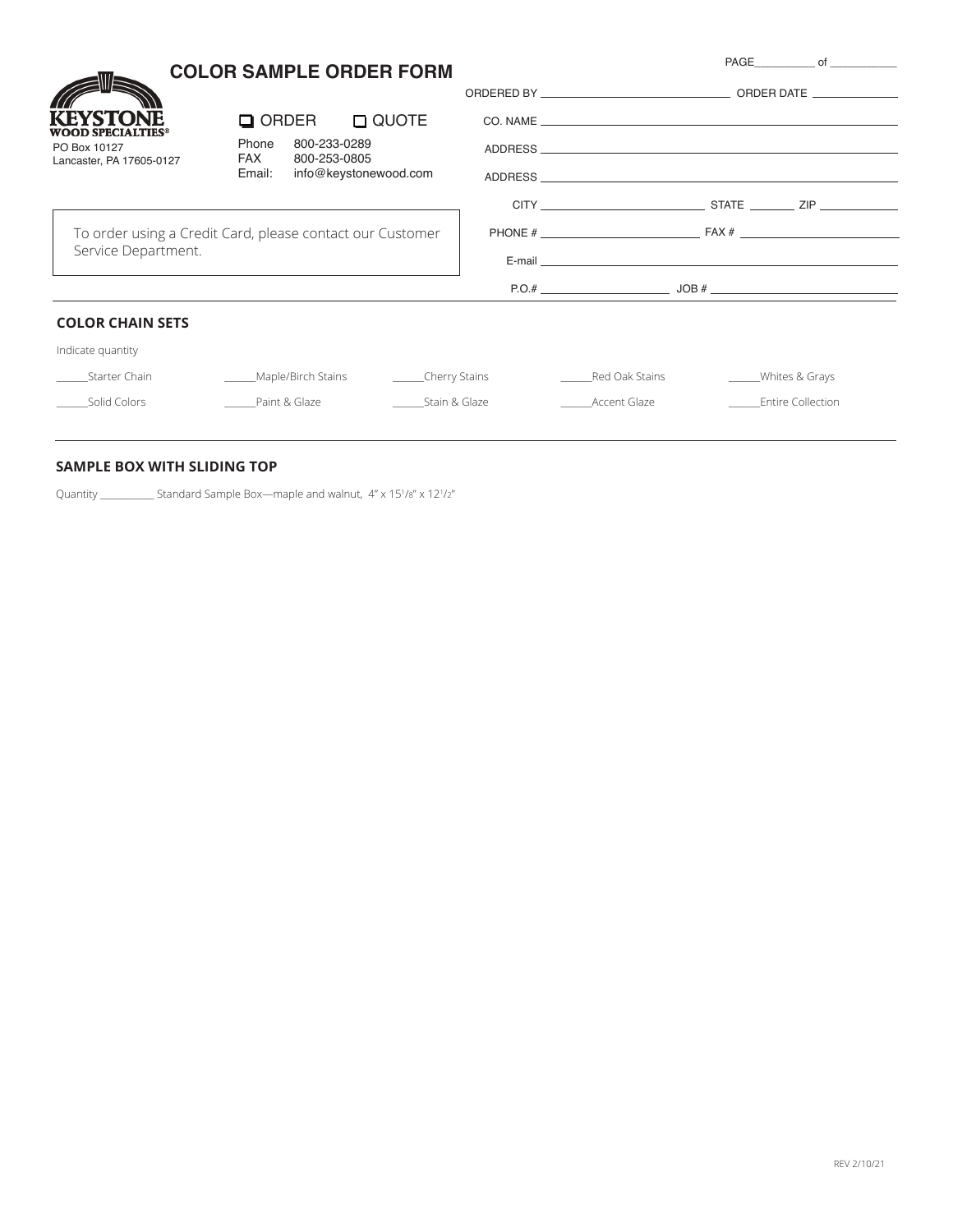# COLOR SAMPLE ORDER FORM

PAGE__________ of ___________

**KEYSTONE WOOD SPECIALTIES®**
PO Box 10127
Lancaster, PA 17605-0127

☐ ORDER ☐ QUOTE

Phone 800-233-0289
FAX 800-253-0805
Email: info@keystonewood.com

To order using a Credit Card, please contact our Customer Service Department.

ORDERED BY ______________________________ ORDER DATE ______________

CO. NAME ____________________________________________________________

ADDRESS ____________________________________________________________

ADDRESS ____________________________________________________________

CITY __________________________ STATE ________ ZIP ____________

PHONE # __________________________ FAX # __________________________

E-mail ____________________________________________________________

P.O.# _____________________ JOB # ______________________________

## COLOR CHAIN SETS

Indicate quantity

| | | | | |
|---|---|---|---|---|
| ______Starter Chain | ______Maple/Birch Stains | ______Cherry Stains | ______Red Oak Stains | ______Whites & Grays |
| ______Solid Colors | ______Paint & Glaze | ______Stain & Glaze | ______Accent Glaze | ______Entire Collection |

## SAMPLE BOX WITH SLIDING TOP

Quantity __________ Standard Sample Box—maple and walnut, 4" x 15 1/8" x 12 1/2"

REV 2/10/21